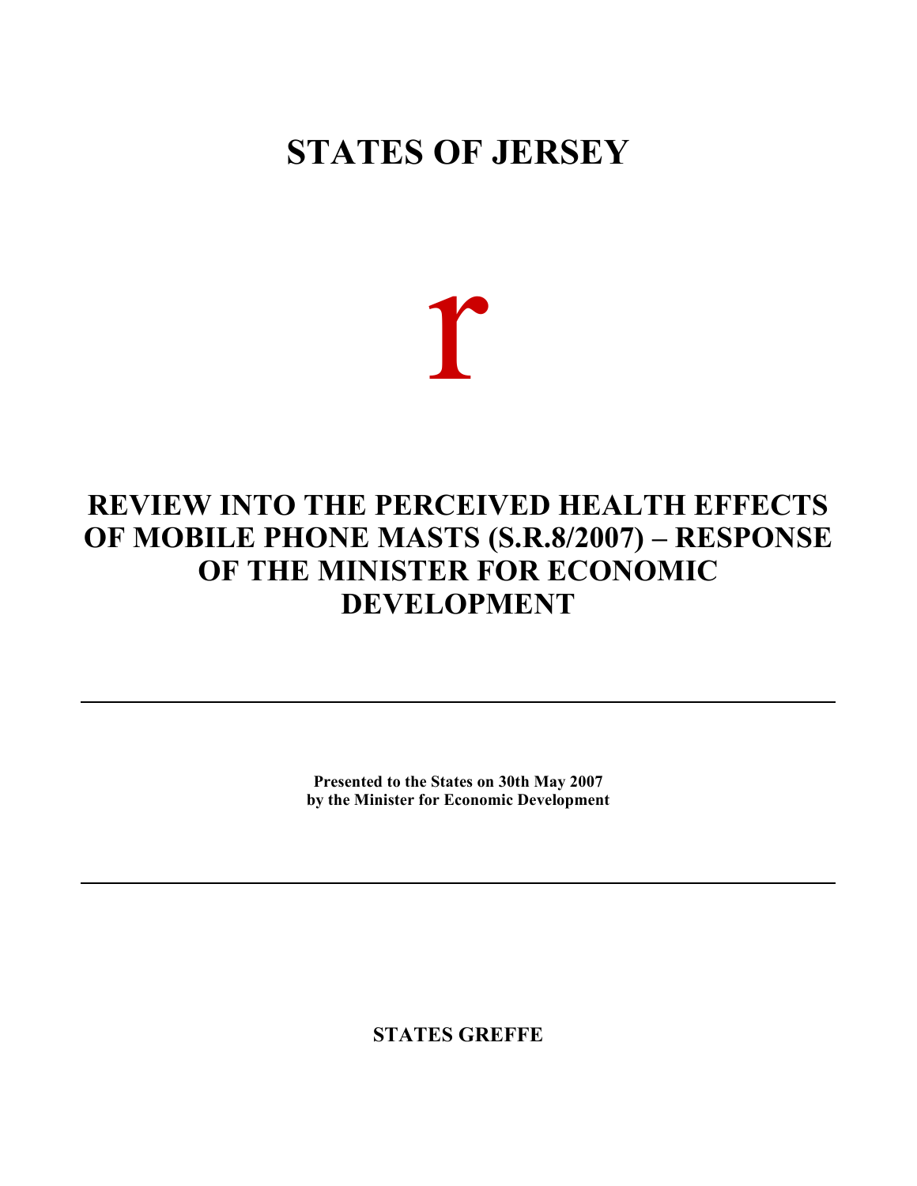# STATES OF JERSEY

r

# REVIEW INTO THE PERCEIVED HEALTH EFFECTS OF MOBILE PHONE MASTS (S.R.8/2007) – RESPONSE OF THE MINISTER FOR ECONOMIC DEVELOPMENT

---

**Presented to the States on 30th May 2007**
**by the Minister for Economic Development**

---

**STATES GREFFE**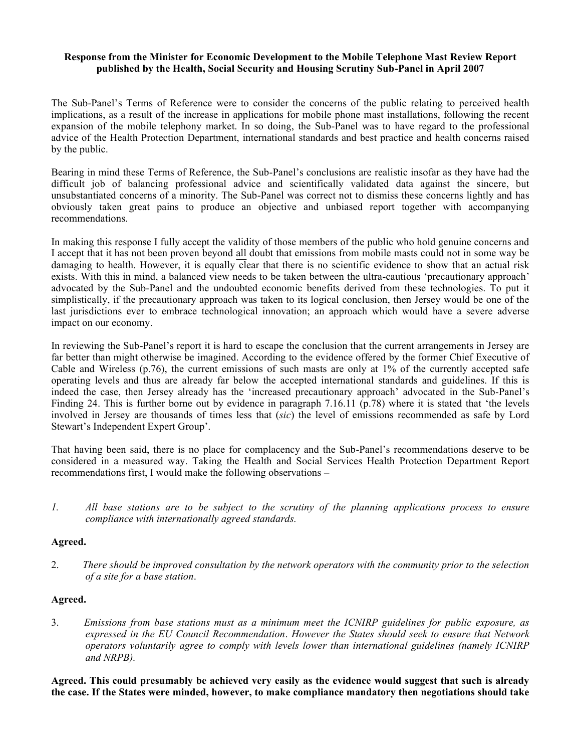**Response from the Minister for Economic Development to the Mobile Telephone Mast Review Report published by the Health, Social Security and Housing Scrutiny Sub-Panel in April 2007**

The Sub-Panel's Terms of Reference were to consider the concerns of the public relating to perceived health implications, as a result of the increase in applications for mobile phone mast installations, following the recent expansion of the mobile telephony market. In so doing, the Sub-Panel was to have regard to the professional advice of the Health Protection Department, international standards and best practice and health concerns raised by the public.

Bearing in mind these Terms of Reference, the Sub-Panel's conclusions are realistic insofar as they have had the difficult job of balancing professional advice and scientifically validated data against the sincere, but unsubstantiated concerns of a minority. The Sub-Panel was correct not to dismiss these concerns lightly and has obviously taken great pains to produce an objective and unbiased report together with accompanying recommendations.

In making this response I fully accept the validity of those members of the public who hold genuine concerns and I accept that it has not been proven beyond <u>all</u> doubt that emissions from mobile masts could not in some way be damaging to health. However, it is equally clear that there is no scientific evidence to show that an actual risk exists. With this in mind, a balanced view needs to be taken between the ultra-cautious 'precautionary approach' advocated by the Sub-Panel and the undoubted economic benefits derived from these technologies. To put it simplistically, if the precautionary approach was taken to its logical conclusion, then Jersey would be one of the last jurisdictions ever to embrace technological innovation; an approach which would have a severe adverse impact on our economy.

In reviewing the Sub-Panel's report it is hard to escape the conclusion that the current arrangements in Jersey are far better than might otherwise be imagined. According to the evidence offered by the former Chief Executive of Cable and Wireless (p.76), the current emissions of such masts are only at 1% of the currently accepted safe operating levels and thus are already far below the accepted international standards and guidelines. If this is indeed the case, then Jersey already has the 'increased precautionary approach' advocated in the Sub-Panel's Finding 24. This is further borne out by evidence in paragraph 7.16.11 (p.78) where it is stated that 'the levels involved in Jersey are thousands of times less that (*sic*) the level of emissions recommended as safe by Lord Stewart's Independent Expert Group'.

That having been said, there is no place for complacency and the Sub-Panel's recommendations deserve to be considered in a measured way. Taking the Health and Social Services Health Protection Department Report recommendations first, I would make the following observations –

1. *All base stations are to be subject to the scrutiny of the planning applications process to ensure compliance with internationally agreed standards.*

**Agreed.**

2. *There should be improved consultation by the network operators with the community prior to the selection of a site for a base station.*

**Agreed.**

3. *Emissions from base stations must as a minimum meet the ICNIRP guidelines for public exposure, as expressed in the EU Council Recommendation. However the States should seek to ensure that Network operators voluntarily agree to comply with levels lower than international guidelines (namely ICNIRP and NRPB).*

**Agreed. This could presumably be achieved very easily as the evidence would suggest that such is already the case. If the States were minded, however, to make compliance mandatory then negotiations should take**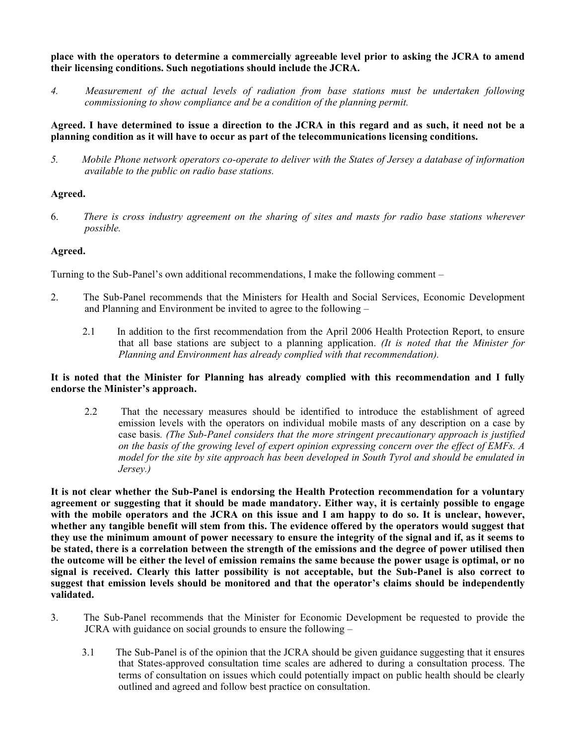**place with the operators to determine a commercially agreeable level prior to asking the JCRA to amend their licensing conditions. Such negotiations should include the JCRA.**

4. *Measurement of the actual levels of radiation from base stations must be undertaken following commissioning to show compliance and be a condition of the planning permit.*

**Agreed. I have determined to issue a direction to the JCRA in this regard and as such, it need not be a planning condition as it will have to occur as part of the telecommunications licensing conditions.**

5. *Mobile Phone network operators co-operate to deliver with the States of Jersey a database of information available to the public on radio base stations.*

**Agreed.**

6. *There is cross industry agreement on the sharing of sites and masts for radio base stations wherever possible.*

**Agreed.**

Turning to the Sub-Panel's own additional recommendations, I make the following comment –

2. The Sub-Panel recommends that the Ministers for Health and Social Services, Economic Development and Planning and Environment be invited to agree to the following –

   2.1 In addition to the first recommendation from the April 2006 Health Protection Report, to ensure that all base stations are subject to a planning application. *(It is noted that the Minister for Planning and Environment has already complied with that recommendation).*

**It is noted that the Minister for Planning has already complied with this recommendation and I fully endorse the Minister's approach.**

   2.2 That the necessary measures should be identified to introduce the establishment of agreed emission levels with the operators on individual mobile masts of any description on a case by case basis. *(The Sub-Panel considers that the more stringent precautionary approach is justified on the basis of the growing level of expert opinion expressing concern over the effect of EMFs. A model for the site by site approach has been developed in South Tyrol and should be emulated in Jersey.)*

**It is not clear whether the Sub-Panel is endorsing the Health Protection recommendation for a voluntary agreement or suggesting that it should be made mandatory. Either way, it is certainly possible to engage with the mobile operators and the JCRA on this issue and I am happy to do so. It is unclear, however, whether any tangible benefit will stem from this. The evidence offered by the operators would suggest that they use the minimum amount of power necessary to ensure the integrity of the signal and if, as it seems to be stated, there is a correlation between the strength of the emissions and the degree of power utilised then the outcome will be either the level of emission remains the same because the power usage is optimal, or no signal is received. Clearly this latter possibility is not acceptable, but the Sub-Panel is also correct to suggest that emission levels should be monitored and that the operator's claims should be independently validated.**

3. The Sub-Panel recommends that the Minister for Economic Development be requested to provide the JCRA with guidance on social grounds to ensure the following –

   3.1 The Sub-Panel is of the opinion that the JCRA should be given guidance suggesting that it ensures that States-approved consultation time scales are adhered to during a consultation process. The terms of consultation on issues which could potentially impact on public health should be clearly outlined and agreed and follow best practice on consultation.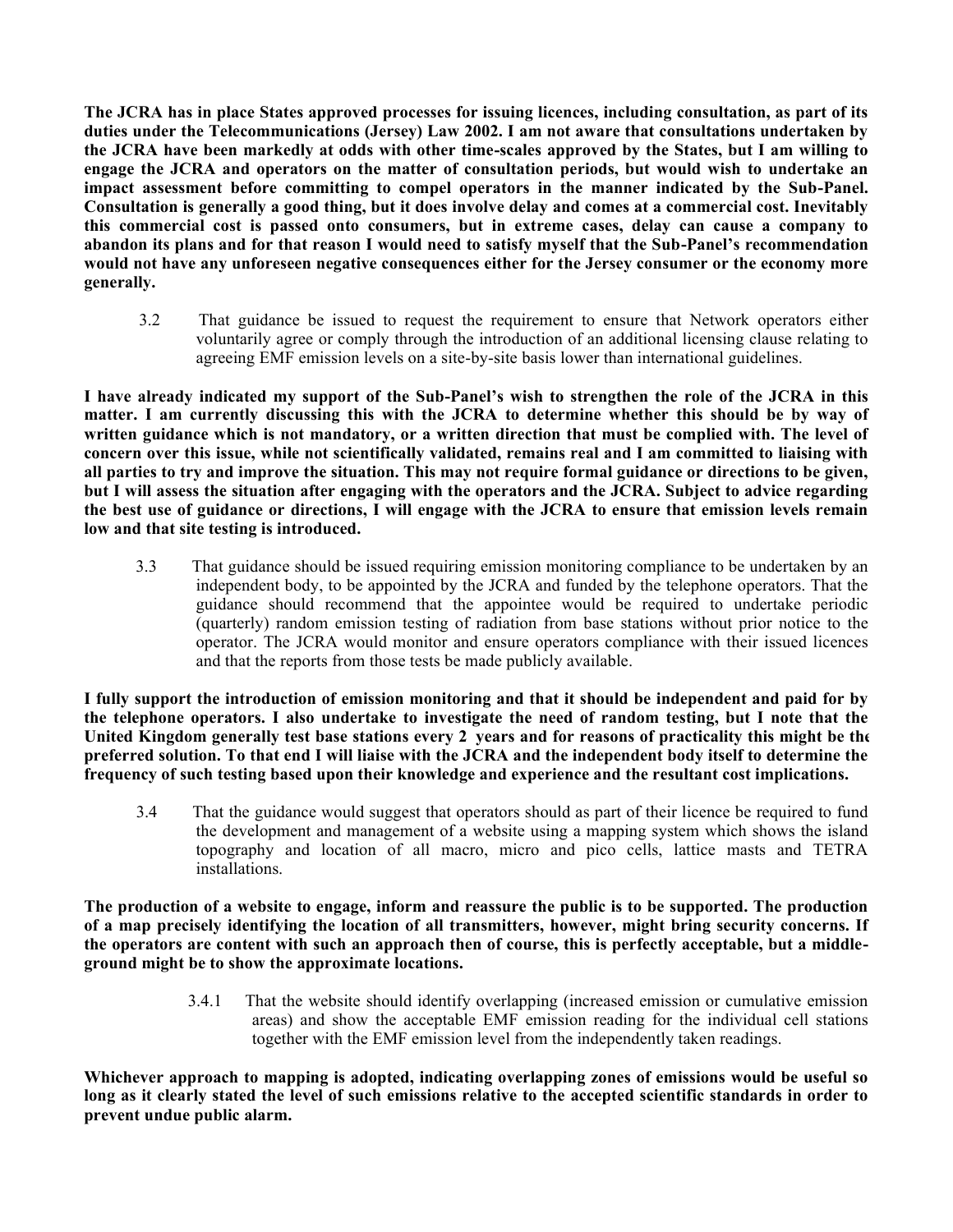**The JCRA has in place States approved processes for issuing licences, including consultation, as part of its duties under the Telecommunications (Jersey) Law 2002. I am not aware that consultations undertaken by the JCRA have been markedly at odds with other time-scales approved by the States, but I am willing to engage the JCRA and operators on the matter of consultation periods, but would wish to undertake an impact assessment before committing to compel operators in the manner indicated by the Sub-Panel. Consultation is generally a good thing, but it does involve delay and comes at a commercial cost. Inevitably this commercial cost is passed onto consumers, but in extreme cases, delay can cause a company to abandon its plans and for that reason I would need to satisfy myself that the Sub-Panel's recommendation would not have any unforeseen negative consequences either for the Jersey consumer or the economy more generally.**

3.2 That guidance be issued to request the requirement to ensure that Network operators either voluntarily agree or comply through the introduction of an additional licensing clause relating to agreeing EMF emission levels on a site-by-site basis lower than international guidelines.

**I have already indicated my support of the Sub-Panel's wish to strengthen the role of the JCRA in this matter. I am currently discussing this with the JCRA to determine whether this should be by way of written guidance which is not mandatory, or a written direction that must be complied with. The level of concern over this issue, while not scientifically validated, remains real and I am committed to liaising with all parties to try and improve the situation. This may not require formal guidance or directions to be given, but I will assess the situation after engaging with the operators and the JCRA. Subject to advice regarding the best use of guidance or directions, I will engage with the JCRA to ensure that emission levels remain low and that site testing is introduced.**

3.3 That guidance should be issued requiring emission monitoring compliance to be undertaken by an independent body, to be appointed by the JCRA and funded by the telephone operators. That the guidance should recommend that the appointee would be required to undertake periodic (quarterly) random emission testing of radiation from base stations without prior notice to the operator. The JCRA would monitor and ensure operators compliance with their issued licences and that the reports from those tests be made publicly available.

**I fully support the introduction of emission monitoring and that it should be independent and paid for by the telephone operators. I also undertake to investigate the need of random testing, but I note that the United Kingdom generally test base stations every 2 years and for reasons of practicality this might be the preferred solution. To that end I will liaise with the JCRA and the independent body itself to determine the frequency of such testing based upon their knowledge and experience and the resultant cost implications.**

3.4 That the guidance would suggest that operators should as part of their licence be required to fund the development and management of a website using a mapping system which shows the island topography and location of all macro, micro and pico cells, lattice masts and TETRA installations.

**The production of a website to engage, inform and reassure the public is to be supported. The production of a map precisely identifying the location of all transmitters, however, might bring security concerns. If the operators are content with such an approach then of course, this is perfectly acceptable, but a middle-ground might be to show the approximate locations.**

3.4.1 That the website should identify overlapping (increased emission or cumulative emission areas) and show the acceptable EMF emission reading for the individual cell stations together with the EMF emission level from the independently taken readings.

**Whichever approach to mapping is adopted, indicating overlapping zones of emissions would be useful so long as it clearly stated the level of such emissions relative to the accepted scientific standards in order to prevent undue public alarm.**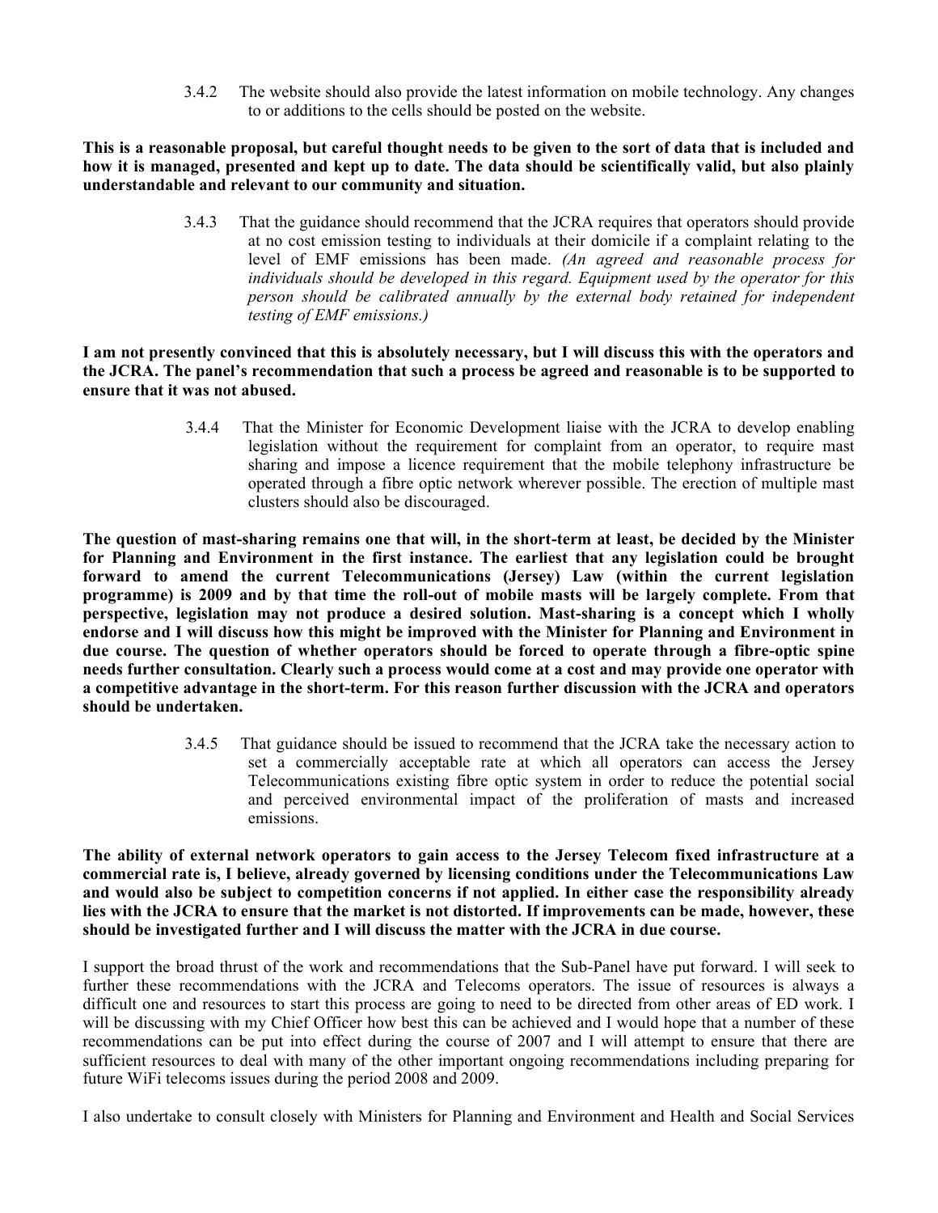3.4.2 The website should also provide the latest information on mobile technology. Any changes to or additions to the cells should be posted on the website.

**This is a reasonable proposal, but careful thought needs to be given to the sort of data that is included and how it is managed, presented and kept up to date. The data should be scientifically valid, but also plainly understandable and relevant to our community and situation.**

3.4.3 That the guidance should recommend that the JCRA requires that operators should provide at no cost emission testing to individuals at their domicile if a complaint relating to the level of EMF emissions has been made. *(An agreed and reasonable process for individuals should be developed in this regard. Equipment used by the operator for this person should be calibrated annually by the external body retained for independent testing of EMF emissions.)*

**I am not presently convinced that this is absolutely necessary, but I will discuss this with the operators and the JCRA. The panel's recommendation that such a process be agreed and reasonable is to be supported to ensure that it was not abused.**

3.4.4 That the Minister for Economic Development liaise with the JCRA to develop enabling legislation without the requirement for complaint from an operator, to require mast sharing and impose a licence requirement that the mobile telephony infrastructure be operated through a fibre optic network wherever possible. The erection of multiple mast clusters should also be discouraged.

**The question of mast-sharing remains one that will, in the short-term at least, be decided by the Minister for Planning and Environment in the first instance. The earliest that any legislation could be brought forward to amend the current Telecommunications (Jersey) Law (within the current legislation programme) is 2009 and by that time the roll-out of mobile masts will be largely complete. From that perspective, legislation may not produce a desired solution. Mast-sharing is a concept which I wholly endorse and I will discuss how this might be improved with the Minister for Planning and Environment in due course. The question of whether operators should be forced to operate through a fibre-optic spine needs further consultation. Clearly such a process would come at a cost and may provide one operator with a competitive advantage in the short-term. For this reason further discussion with the JCRA and operators should be undertaken.**

3.4.5 That guidance should be issued to recommend that the JCRA take the necessary action to set a commercially acceptable rate at which all operators can access the Jersey Telecommunications existing fibre optic system in order to reduce the potential social and perceived environmental impact of the proliferation of masts and increased emissions.

**The ability of external network operators to gain access to the Jersey Telecom fixed infrastructure at a commercial rate is, I believe, already governed by licensing conditions under the Telecommunications Law and would also be subject to competition concerns if not applied. In either case the responsibility already lies with the JCRA to ensure that the market is not distorted. If improvements can be made, however, these should be investigated further and I will discuss the matter with the JCRA in due course.**

I support the broad thrust of the work and recommendations that the Sub-Panel have put forward. I will seek to further these recommendations with the JCRA and Telecoms operators. The issue of resources is always a difficult one and resources to start this process are going to need to be directed from other areas of ED work. I will be discussing with my Chief Officer how best this can be achieved and I would hope that a number of these recommendations can be put into effect during the course of 2007 and I will attempt to ensure that there are sufficient resources to deal with many of the other important ongoing recommendations including preparing for future WiFi telecoms issues during the period 2008 and 2009.

I also undertake to consult closely with Ministers for Planning and Environment and Health and Social Services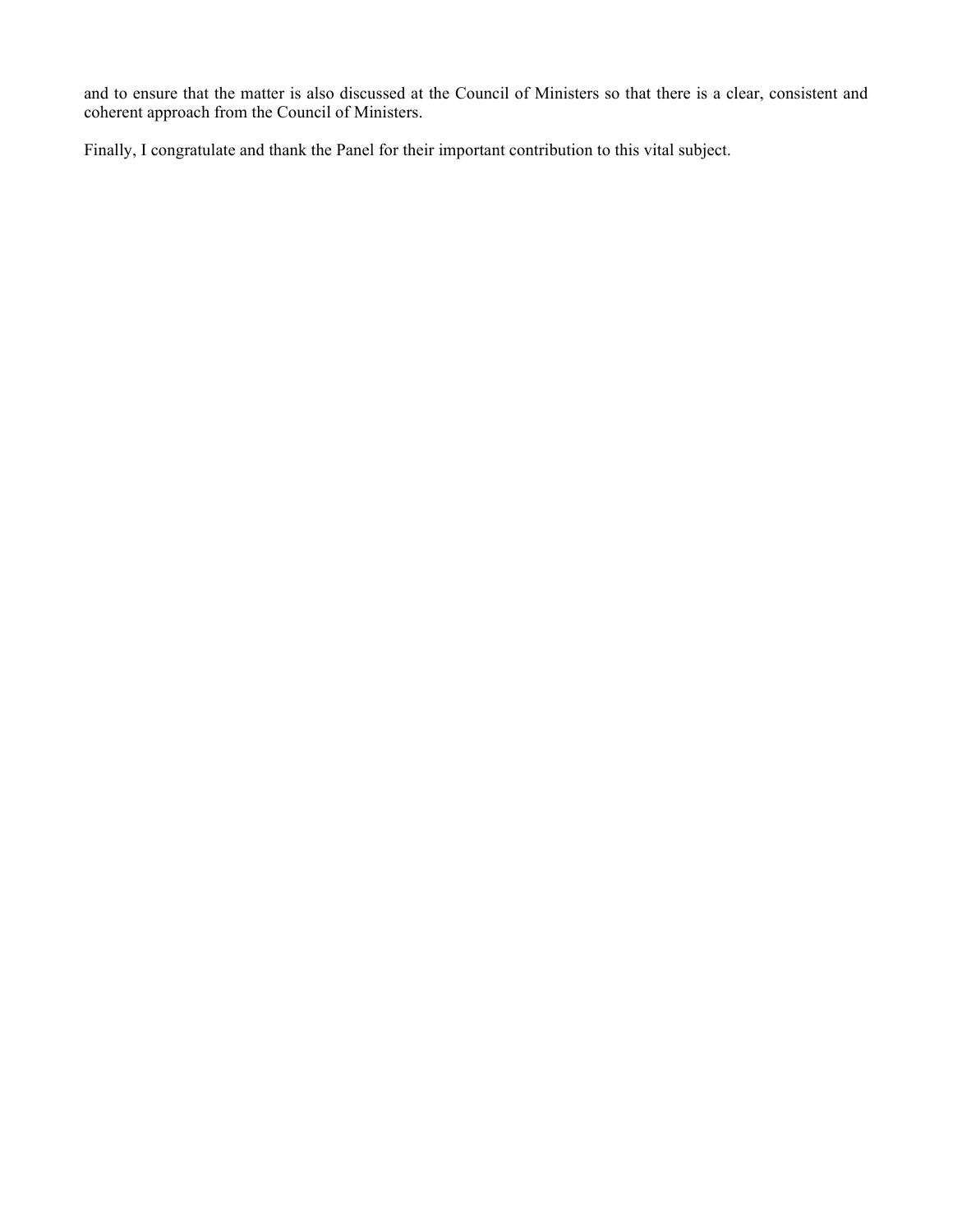and to ensure that the matter is also discussed at the Council of Ministers so that there is a clear, consistent and coherent approach from the Council of Ministers.

Finally, I congratulate and thank the Panel for their important contribution to this vital subject.